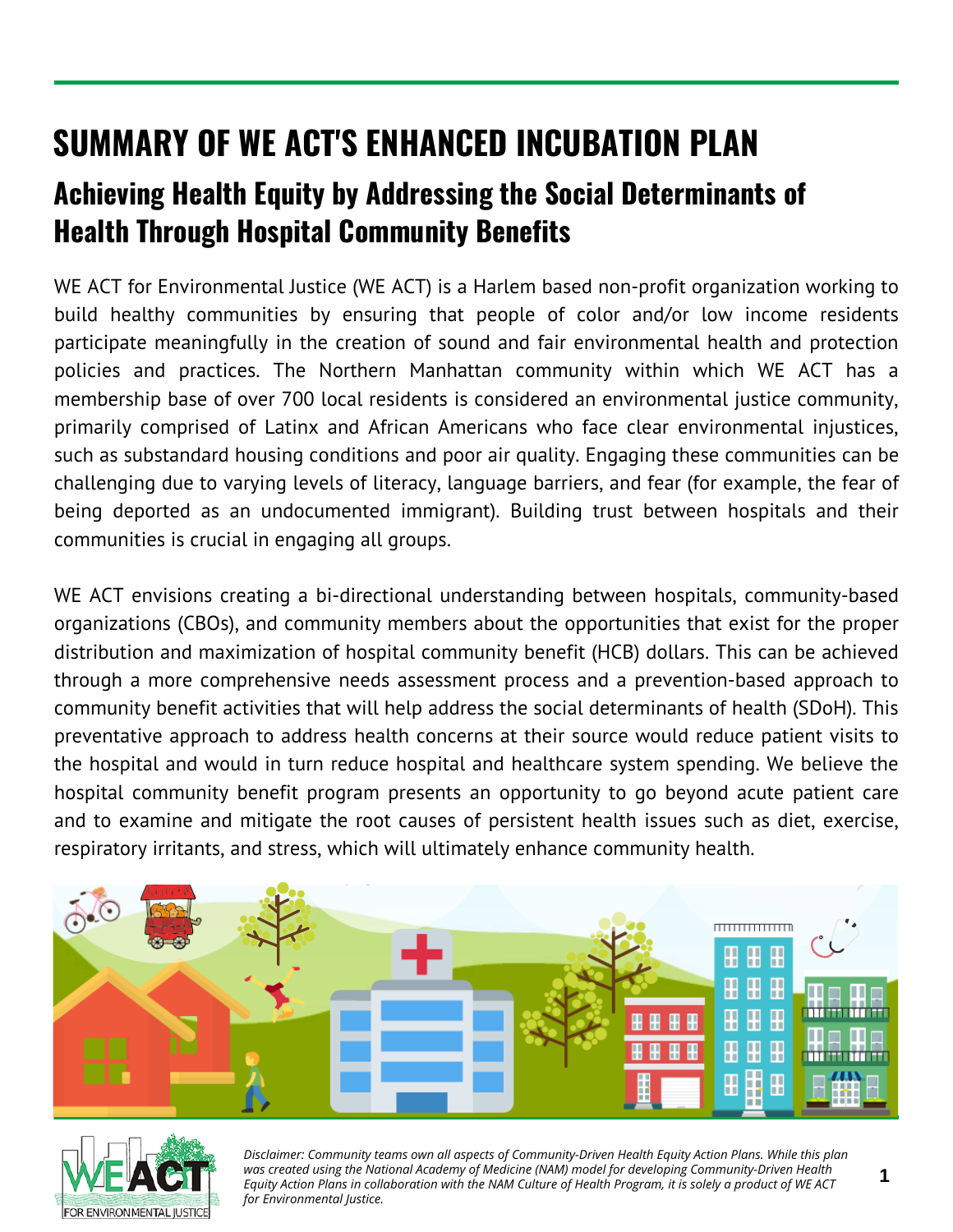# SUMMARY OF WE ACT'S ENHANCED INCUBATION PLAN

## Achieving Health Equity by Addressing the Social Determinants of Health Through Hospital Community Benefits

WE ACT for Environmental Justice (WE ACT) is a Harlem based non-profit organization working to build healthy communities by ensuring that people of color and/or low income residents participate meaningfully in the creation of sound and fair environmental health and protection policies and practices. The Northern Manhattan community within which WE ACT has a membership base of over 700 local residents is considered an environmental justice community, primarily comprised of Latinx and African Americans who face clear environmental injustices, such as substandard housing conditions and poor air quality. Engaging these communities can be challenging due to varying levels of literacy, language barriers, and fear (for example, the fear of being deported as an undocumented immigrant). Building trust between hospitals and their communities is crucial in engaging all groups.

WE ACT envisions creating a bi-directional understanding between hospitals, community-based organizations (CBOs), and community members about the opportunities that exist for the proper distribution and maximization of hospital community benefit (HCB) dollars. This can be achieved through a more comprehensive needs assessment process and a prevention-based approach to community benefit activities that will help address the social determinants of health (SDoH). This preventative approach to address health concerns at their source would reduce patient visits to the hospital and would in turn reduce hospital and healthcare system spending. We believe the hospital community benefit program presents an opportunity to go beyond acute patient care and to examine and mitigate the root causes of persistent health issues such as diet, exercise, respiratory irritants, and stress, which will ultimately enhance community health.

*Disclaimer: Community teams own all aspects of Community-Driven Health Equity Action Plans. While this plan was created using the National Academy of Medicine (NAM) model for developing Community-Driven Health Equity Action Plans in collaboration with the NAM Culture of Health Program, it is solely a product of WE ACT for Environmental Justice.*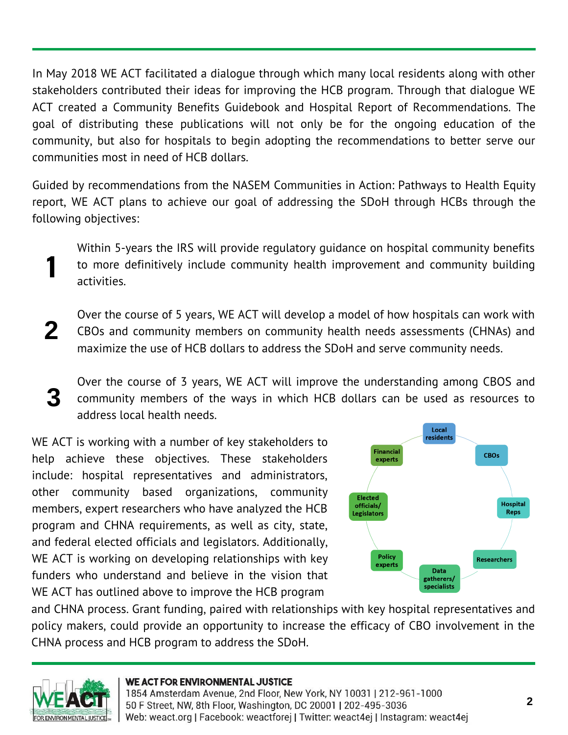In May 2018 WE ACT facilitated a dialogue through which many local residents along with other stakeholders contributed their ideas for improving the HCB program. Through that dialogue WE ACT created a Community Benefits Guidebook and Hospital Report of Recommendations. The goal of distributing these publications will not only be for the ongoing education of the community, but also for hospitals to begin adopting the recommendations to better serve our communities most in need of HCB dollars.

Guided by recommendations from the NASEM Communities in Action: Pathways to Health Equity report, WE ACT plans to achieve our goal of addressing the SDoH through HCBs through the following objectives:

1. Within 5-years the IRS will provide regulatory guidance on hospital community benefits to more definitively include community health improvement and community building activities.
2. Over the course of 5 years, WE ACT will develop a model of how hospitals can work with CBOs and community members on community health needs assessments (CHNAs) and maximize the use of HCB dollars to address the SDoH and serve community needs.
3. Over the course of 3 years, WE ACT will improve the understanding among CBOS and community members of the ways in which HCB dollars can be used as resources to address local health needs.

WE ACT is working with a number of key stakeholders to help achieve these objectives. These stakeholders include: hospital representatives and administrators, other community based organizations, community members, expert researchers who have analyzed the HCB program and CHNA requirements, as well as city, state, and federal elected officials and legislators. Additionally, WE ACT is working on developing relationships with key funders who understand and believe in the vision that WE ACT has outlined above to improve the HCB program and CHNA process. Grant funding, paired with relationships with key hospital representatives and policy makers, could provide an opportunity to increase the efficacy of CBO involvement in the CHNA process and HCB program to address the SDoH.

Local residents
CBOs
Hospital Reps
Researchers
Data gatherers/ specialists
Policy experts
Elected officials/ Legislators
Financial experts